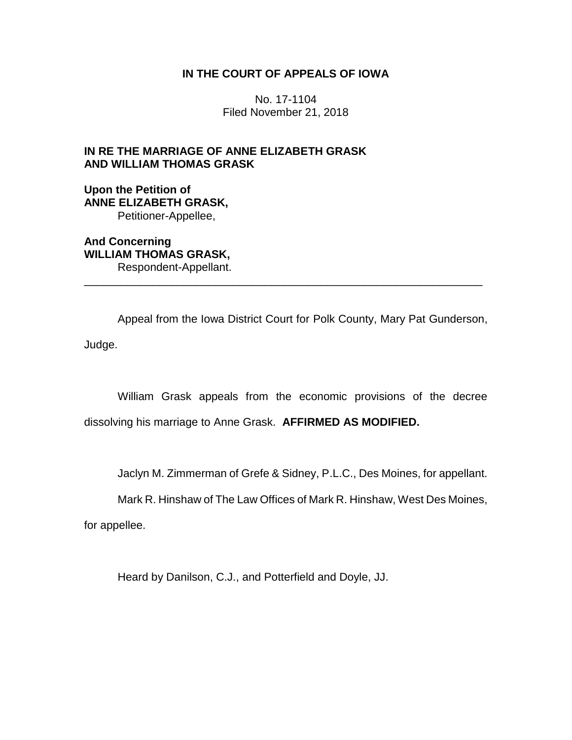**IN THE COURT OF APPEALS OF IOWA**

No. 17-1104
Filed November 21, 2018

**IN RE THE MARRIAGE OF ANNE ELIZABETH GRASK AND WILLIAM THOMAS GRASK**

**Upon the Petition of**
**ANNE ELIZABETH GRASK,**
Petitioner-Appellee,

**And Concerning**
**WILLIAM THOMAS GRASK,**
Respondent-Appellant.

---

Appeal from the Iowa District Court for Polk County, Mary Pat Gunderson, Judge.

William Grask appeals from the economic provisions of the decree dissolving his marriage to Anne Grask. **AFFIRMED AS MODIFIED.**

Jaclyn M. Zimmerman of Grefe & Sidney, P.L.C., Des Moines, for appellant.

Mark R. Hinshaw of The Law Offices of Mark R. Hinshaw, West Des Moines, for appellee.

Heard by Danilson, C.J., and Potterfield and Doyle, JJ.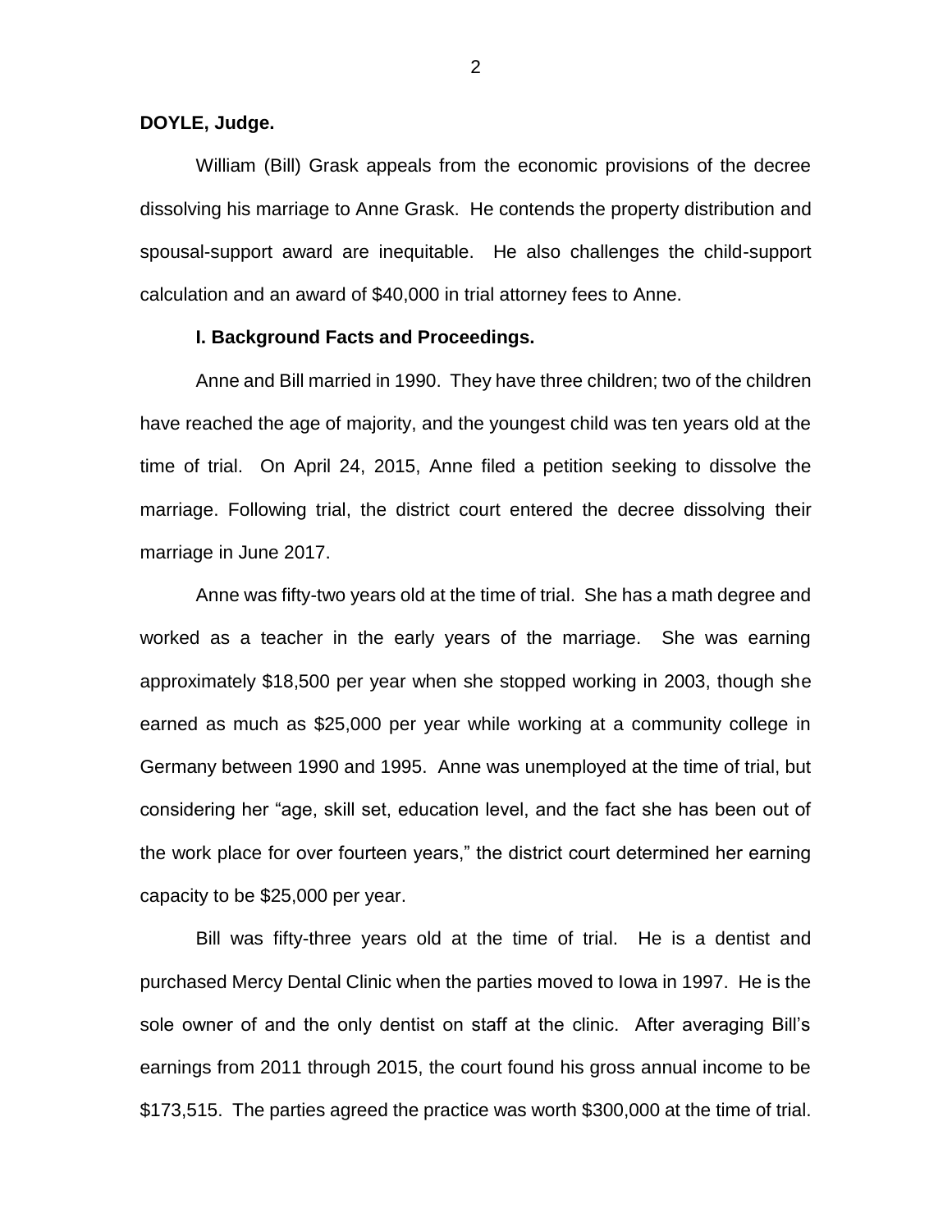**DOYLE, Judge.**

William (Bill) Grask appeals from the economic provisions of the decree dissolving his marriage to Anne Grask. He contends the property distribution and spousal-support award are inequitable. He also challenges the child-support calculation and an award of $40,000 in trial attorney fees to Anne.

**I. Background Facts and Proceedings.**

Anne and Bill married in 1990. They have three children; two of the children have reached the age of majority, and the youngest child was ten years old at the time of trial. On April 24, 2015, Anne filed a petition seeking to dissolve the marriage. Following trial, the district court entered the decree dissolving their marriage in June 2017.

Anne was fifty-two years old at the time of trial. She has a math degree and worked as a teacher in the early years of the marriage. She was earning approximately $18,500 per year when she stopped working in 2003, though she earned as much as $25,000 per year while working at a community college in Germany between 1990 and 1995. Anne was unemployed at the time of trial, but considering her "age, skill set, education level, and the fact she has been out of the work place for over fourteen years," the district court determined her earning capacity to be $25,000 per year.

Bill was fifty-three years old at the time of trial. He is a dentist and purchased Mercy Dental Clinic when the parties moved to Iowa in 1997. He is the sole owner of and the only dentist on staff at the clinic. After averaging Bill's earnings from 2011 through 2015, the court found his gross annual income to be $173,515. The parties agreed the practice was worth $300,000 at the time of trial.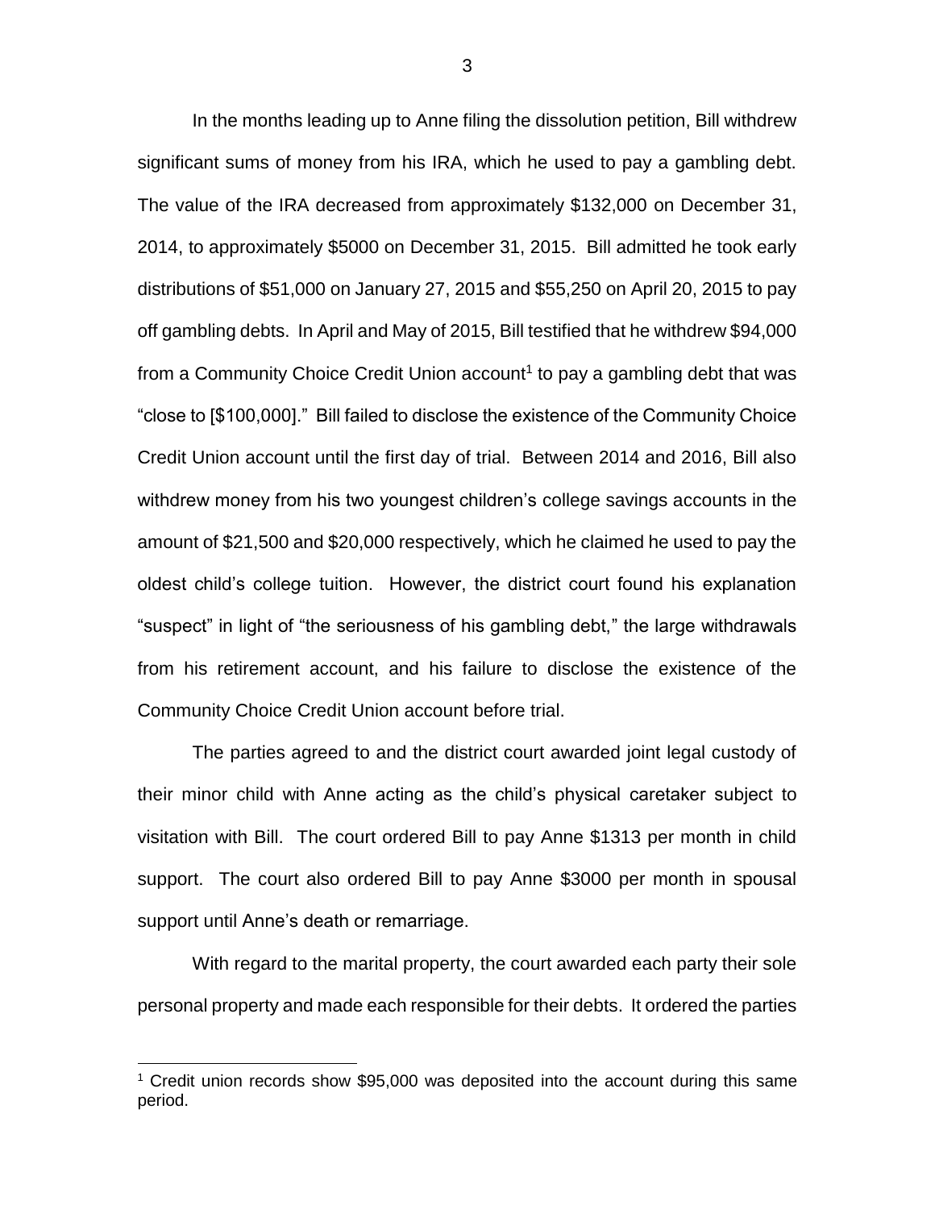In the months leading up to Anne filing the dissolution petition, Bill withdrew significant sums of money from his IRA, which he used to pay a gambling debt. The value of the IRA decreased from approximately $132,000 on December 31, 2014, to approximately $5000 on December 31, 2015. Bill admitted he took early distributions of $51,000 on January 27, 2015 and $55,250 on April 20, 2015 to pay off gambling debts. In April and May of 2015, Bill testified that he withdrew $94,000 from a Community Choice Credit Union account[1] to pay a gambling debt that was "close to [$100,000]." Bill failed to disclose the existence of the Community Choice Credit Union account until the first day of trial. Between 2014 and 2016, Bill also withdrew money from his two youngest children's college savings accounts in the amount of $21,500 and $20,000 respectively, which he claimed he used to pay the oldest child's college tuition. However, the district court found his explanation "suspect" in light of "the seriousness of his gambling debt," the large withdrawals from his retirement account, and his failure to disclose the existence of the Community Choice Credit Union account before trial.

The parties agreed to and the district court awarded joint legal custody of their minor child with Anne acting as the child's physical caretaker subject to visitation with Bill. The court ordered Bill to pay Anne $1313 per month in child support. The court also ordered Bill to pay Anne $3000 per month in spousal support until Anne's death or remarriage.

With regard to the marital property, the court awarded each party their sole personal property and made each responsible for their debts. It ordered the parties

---

[1] Credit union records show $95,000 was deposited into the account during this same period.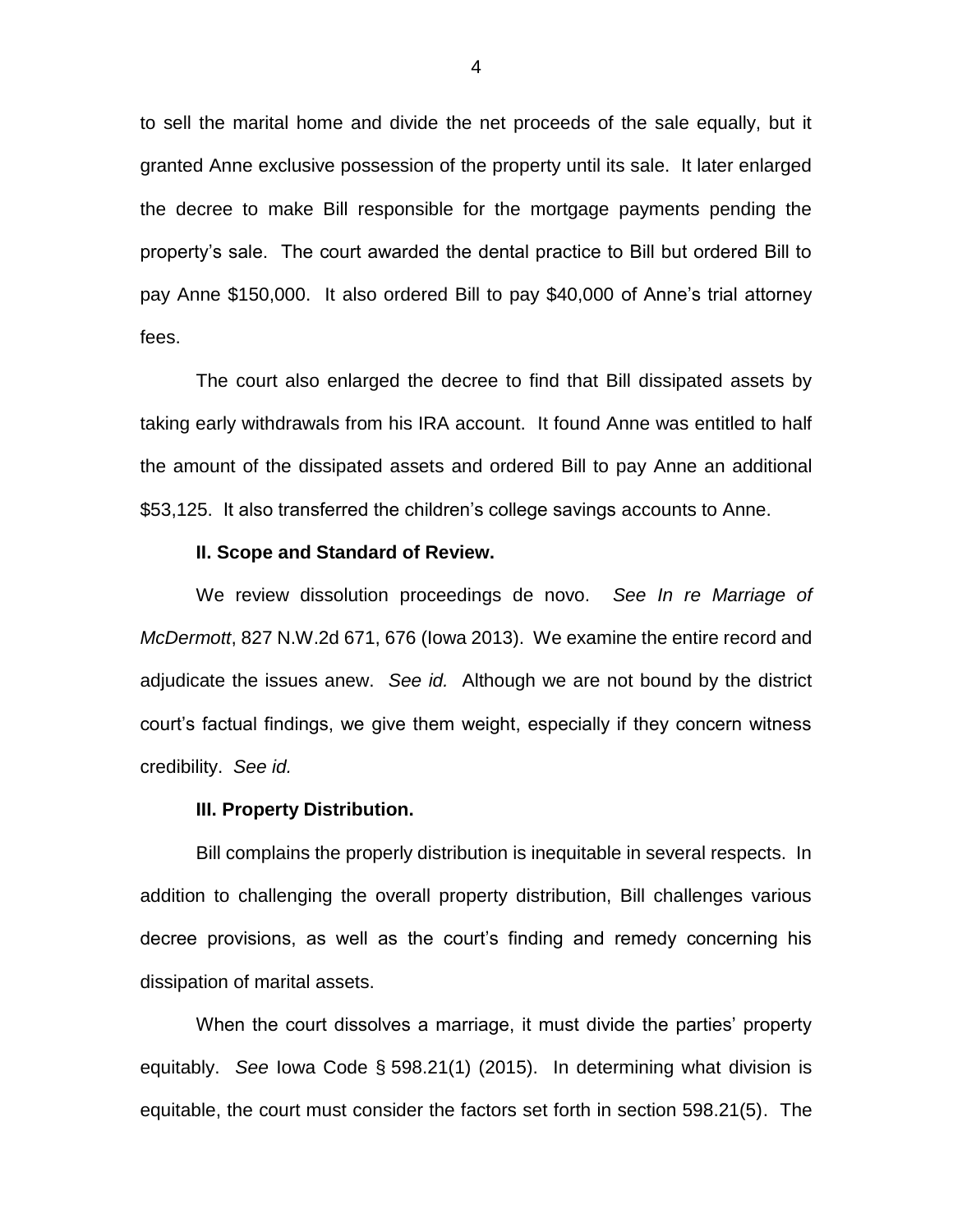to sell the marital home and divide the net proceeds of the sale equally, but it granted Anne exclusive possession of the property until its sale. It later enlarged the decree to make Bill responsible for the mortgage payments pending the property's sale. The court awarded the dental practice to Bill but ordered Bill to pay Anne $150,000. It also ordered Bill to pay $40,000 of Anne's trial attorney fees.

The court also enlarged the decree to find that Bill dissipated assets by taking early withdrawals from his IRA account. It found Anne was entitled to half the amount of the dissipated assets and ordered Bill to pay Anne an additional $53,125. It also transferred the children's college savings accounts to Anne.

**II. Scope and Standard of Review.**

We review dissolution proceedings de novo. *See In re Marriage of McDermott*, 827 N.W.2d 671, 676 (Iowa 2013). We examine the entire record and adjudicate the issues anew. *See id.* Although we are not bound by the district court's factual findings, we give them weight, especially if they concern witness credibility. *See id.*

**III. Property Distribution.**

Bill complains the properly distribution is inequitable in several respects. In addition to challenging the overall property distribution, Bill challenges various decree provisions, as well as the court's finding and remedy concerning his dissipation of marital assets.

When the court dissolves a marriage, it must divide the parties' property equitably. *See* Iowa Code § 598.21(1) (2015). In determining what division is equitable, the court must consider the factors set forth in section 598.21(5). The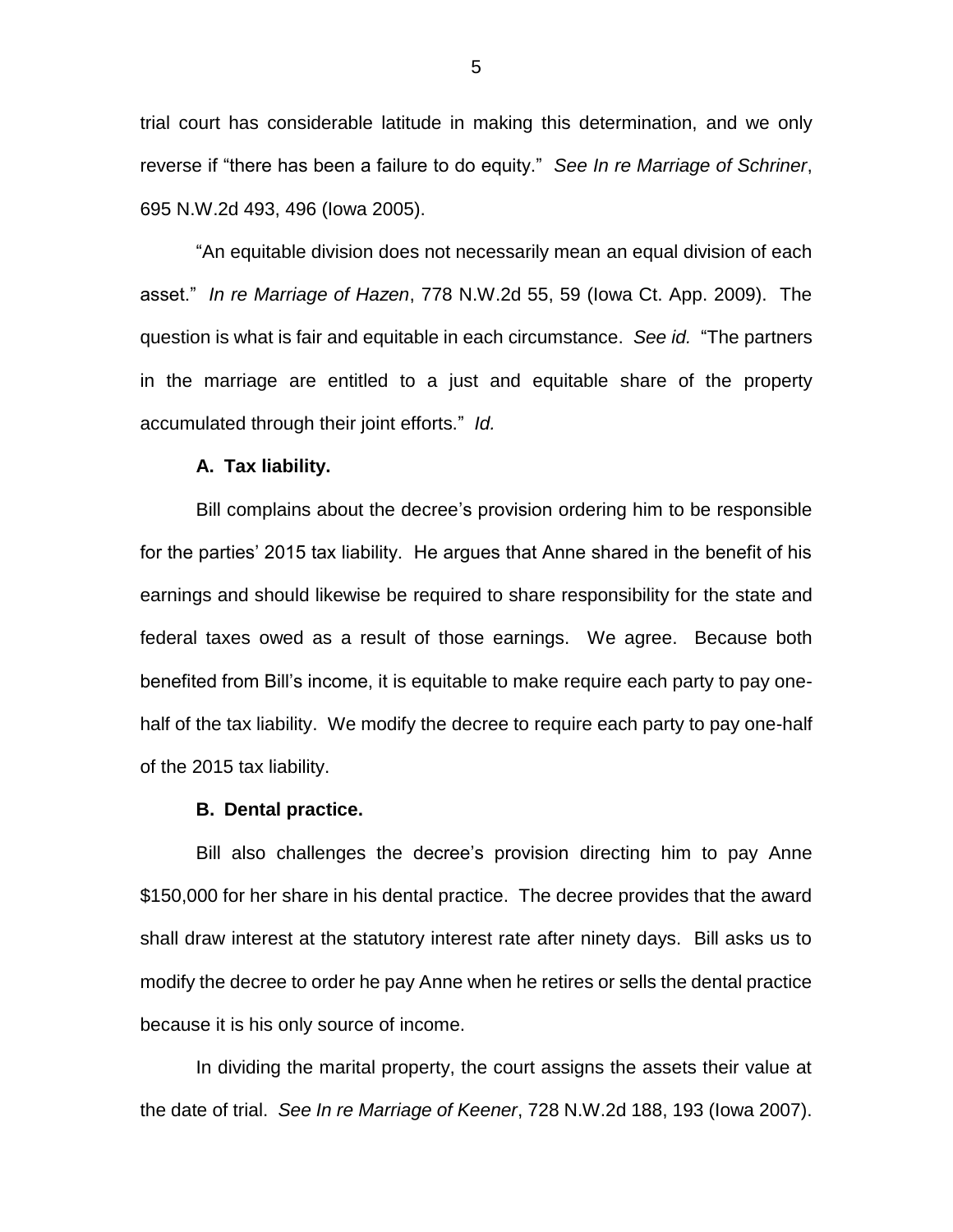trial court has considerable latitude in making this determination, and we only reverse if "there has been a failure to do equity." *See In re Marriage of Schriner*, 695 N.W.2d 493, 496 (Iowa 2005).

"An equitable division does not necessarily mean an equal division of each asset." *In re Marriage of Hazen*, 778 N.W.2d 55, 59 (Iowa Ct. App. 2009). The question is what is fair and equitable in each circumstance. *See id.* "The partners in the marriage are entitled to a just and equitable share of the property accumulated through their joint efforts." *Id.*

**A. Tax liability.**

Bill complains about the decree's provision ordering him to be responsible for the parties' 2015 tax liability. He argues that Anne shared in the benefit of his earnings and should likewise be required to share responsibility for the state and federal taxes owed as a result of those earnings. We agree. Because both benefited from Bill's income, it is equitable to make require each party to pay one-half of the tax liability. We modify the decree to require each party to pay one-half of the 2015 tax liability.

**B. Dental practice.**

Bill also challenges the decree's provision directing him to pay Anne $150,000 for her share in his dental practice. The decree provides that the award shall draw interest at the statutory interest rate after ninety days. Bill asks us to modify the decree to order he pay Anne when he retires or sells the dental practice because it is his only source of income.

In dividing the marital property, the court assigns the assets their value at the date of trial. *See In re Marriage of Keener*, 728 N.W.2d 188, 193 (Iowa 2007).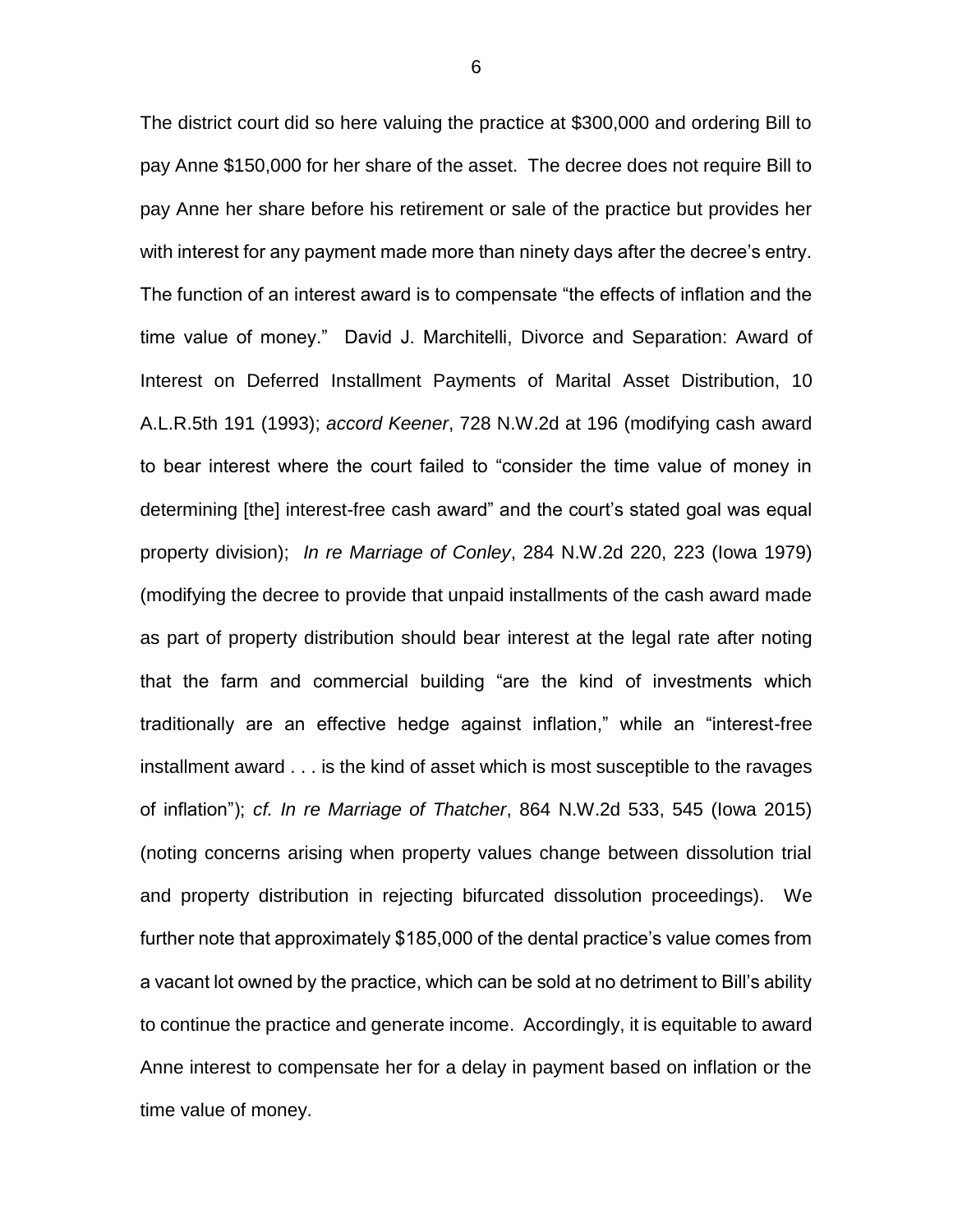The district court did so here valuing the practice at $300,000 and ordering Bill to pay Anne $150,000 for her share of the asset. The decree does not require Bill to pay Anne her share before his retirement or sale of the practice but provides her with interest for any payment made more than ninety days after the decree's entry. The function of an interest award is to compensate "the effects of inflation and the time value of money." David J. Marchitelli, Divorce and Separation: Award of Interest on Deferred Installment Payments of Marital Asset Distribution, 10 A.L.R.5th 191 (1993); *accord Keener*, 728 N.W.2d at 196 (modifying cash award to bear interest where the court failed to "consider the time value of money in determining [the] interest-free cash award" and the court's stated goal was equal property division); *In re Marriage of Conley*, 284 N.W.2d 220, 223 (Iowa 1979) (modifying the decree to provide that unpaid installments of the cash award made as part of property distribution should bear interest at the legal rate after noting that the farm and commercial building "are the kind of investments which traditionally are an effective hedge against inflation," while an "interest-free installment award . . . is the kind of asset which is most susceptible to the ravages of inflation"); *cf. In re Marriage of Thatcher*, 864 N.W.2d 533, 545 (Iowa 2015) (noting concerns arising when property values change between dissolution trial and property distribution in rejecting bifurcated dissolution proceedings). We further note that approximately $185,000 of the dental practice's value comes from a vacant lot owned by the practice, which can be sold at no detriment to Bill's ability to continue the practice and generate income. Accordingly, it is equitable to award Anne interest to compensate her for a delay in payment based on inflation or the time value of money.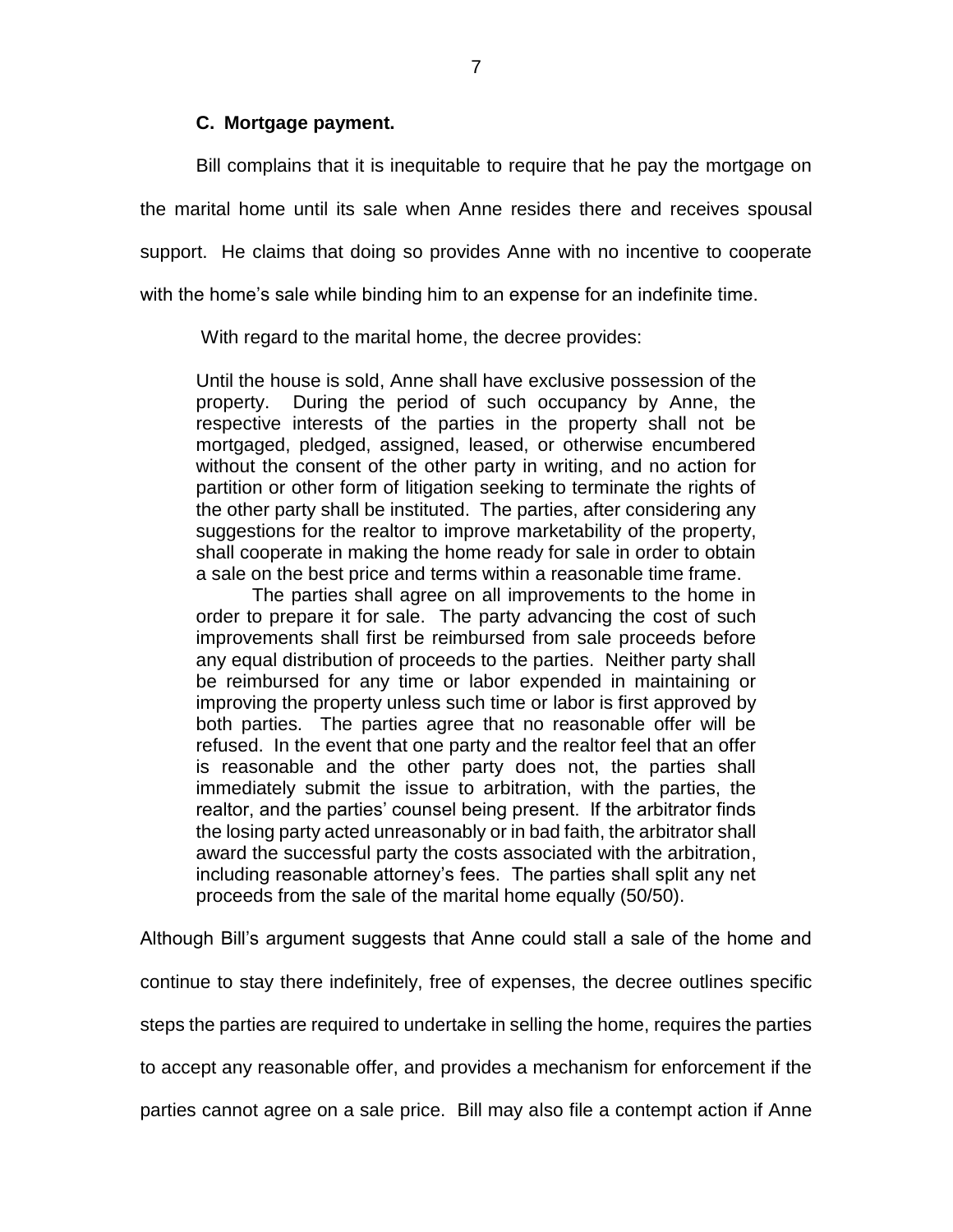### C. Mortgage payment.

Bill complains that it is inequitable to require that he pay the mortgage on the marital home until its sale when Anne resides there and receives spousal support. He claims that doing so provides Anne with no incentive to cooperate with the home's sale while binding him to an expense for an indefinite time.

With regard to the marital home, the decree provides:

> Until the house is sold, Anne shall have exclusive possession of the property. During the period of such occupancy by Anne, the respective interests of the parties in the property shall not be mortgaged, pledged, assigned, leased, or otherwise encumbered without the consent of the other party in writing, and no action for partition or other form of litigation seeking to terminate the rights of the other party shall be instituted. The parties, after considering any suggestions for the realtor to improve marketability of the property, shall cooperate in making the home ready for sale in order to obtain a sale on the best price and terms within a reasonable time frame.
>
> The parties shall agree on all improvements to the home in order to prepare it for sale. The party advancing the cost of such improvements shall first be reimbursed from sale proceeds before any equal distribution of proceeds to the parties. Neither party shall be reimbursed for any time or labor expended in maintaining or improving the property unless such time or labor is first approved by both parties. The parties agree that no reasonable offer will be refused. In the event that one party and the realtor feel that an offer is reasonable and the other party does not, the parties shall immediately submit the issue to arbitration, with the parties, the realtor, and the parties' counsel being present. If the arbitrator finds the losing party acted unreasonably or in bad faith, the arbitrator shall award the successful party the costs associated with the arbitration, including reasonable attorney's fees. The parties shall split any net proceeds from the sale of the marital home equally (50/50).

Although Bill's argument suggests that Anne could stall a sale of the home and continue to stay there indefinitely, free of expenses, the decree outlines specific steps the parties are required to undertake in selling the home, requires the parties to accept any reasonable offer, and provides a mechanism for enforcement if the parties cannot agree on a sale price. Bill may also file a contempt action if Anne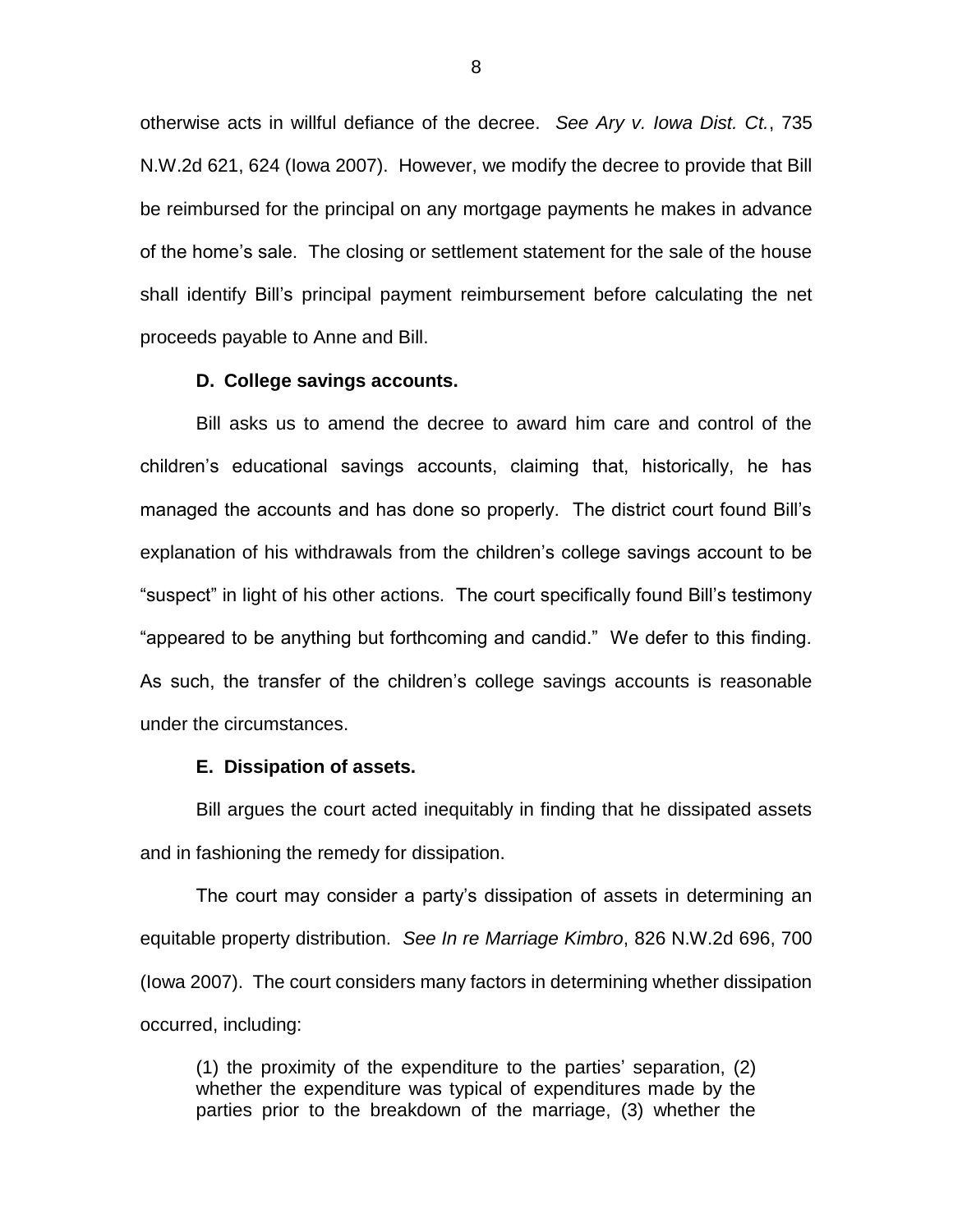otherwise acts in willful defiance of the decree. *See Ary v. Iowa Dist. Ct.*, 735 N.W.2d 621, 624 (Iowa 2007). However, we modify the decree to provide that Bill be reimbursed for the principal on any mortgage payments he makes in advance of the home's sale. The closing or settlement statement for the sale of the house shall identify Bill's principal payment reimbursement before calculating the net proceeds payable to Anne and Bill.

### D. College savings accounts.

Bill asks us to amend the decree to award him care and control of the children's educational savings accounts, claiming that, historically, he has managed the accounts and has done so properly. The district court found Bill's explanation of his withdrawals from the children's college savings account to be "suspect" in light of his other actions. The court specifically found Bill's testimony "appeared to be anything but forthcoming and candid." We defer to this finding. As such, the transfer of the children's college savings accounts is reasonable under the circumstances.

### E. Dissipation of assets.

Bill argues the court acted inequitably in finding that he dissipated assets and in fashioning the remedy for dissipation.

The court may consider a party's dissipation of assets in determining an equitable property distribution. *See In re Marriage Kimbro*, 826 N.W.2d 696, 700 (Iowa 2007). The court considers many factors in determining whether dissipation occurred, including:

> (1) the proximity of the expenditure to the parties' separation, (2) whether the expenditure was typical of expenditures made by the parties prior to the breakdown of the marriage, (3) whether the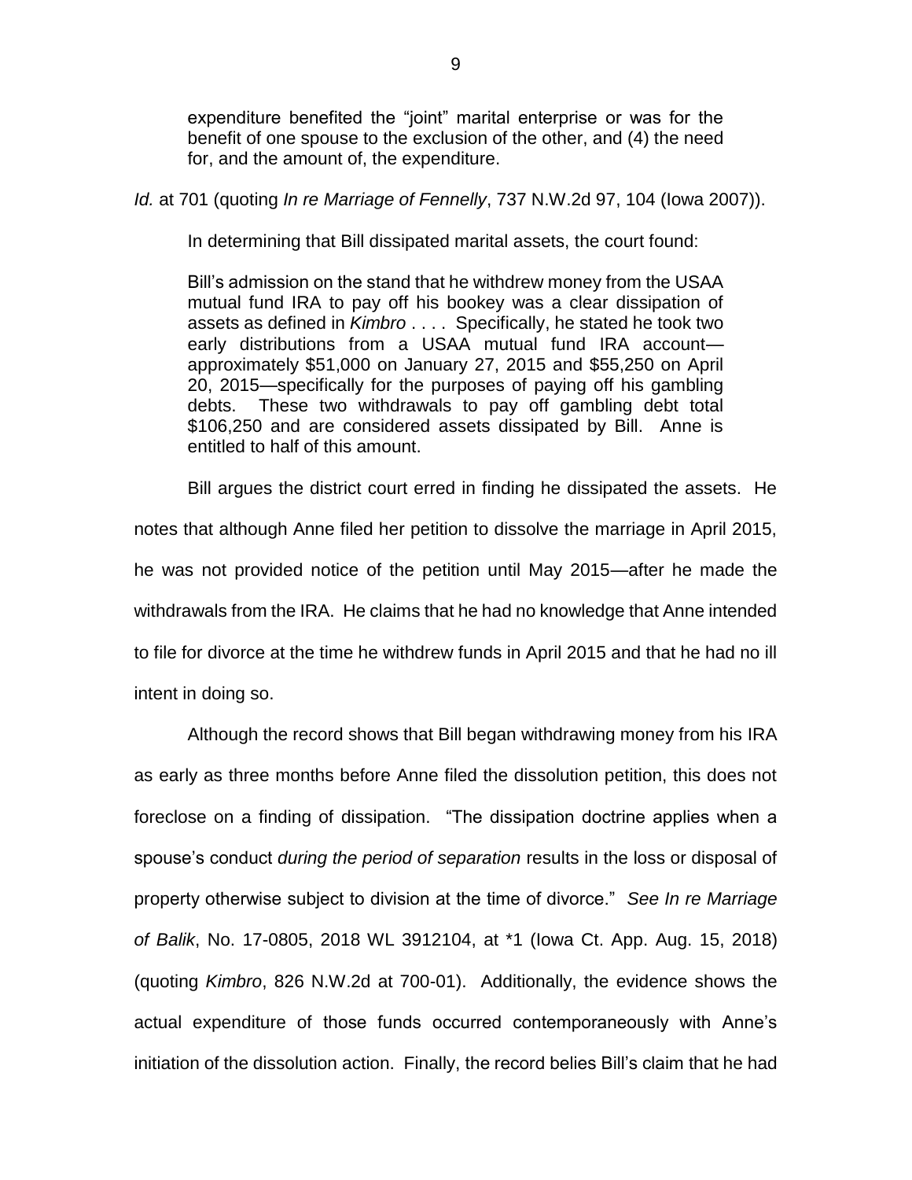> expenditure benefited the "joint" marital enterprise or was for the benefit of one spouse to the exclusion of the other, and (4) the need for, and the amount of, the expenditure.

*Id.* at 701 (quoting *In re Marriage of Fennelly*, 737 N.W.2d 97, 104 (Iowa 2007)).

In determining that Bill dissipated marital assets, the court found:

> Bill's admission on the stand that he withdrew money from the USAA mutual fund IRA to pay off his bookey was a clear dissipation of assets as defined in *Kimbro* . . . . Specifically, he stated he took two early distributions from a USAA mutual fund IRA account—approximately $51,000 on January 27, 2015 and $55,250 on April 20, 2015—specifically for the purposes of paying off his gambling debts. These two withdrawals to pay off gambling debt total $106,250 and are considered assets dissipated by Bill. Anne is entitled to half of this amount.

Bill argues the district court erred in finding he dissipated the assets. He notes that although Anne filed her petition to dissolve the marriage in April 2015, he was not provided notice of the petition until May 2015—after he made the withdrawals from the IRA. He claims that he had no knowledge that Anne intended to file for divorce at the time he withdrew funds in April 2015 and that he had no ill intent in doing so.

Although the record shows that Bill began withdrawing money from his IRA as early as three months before Anne filed the dissolution petition, this does not foreclose on a finding of dissipation. "The dissipation doctrine applies when a spouse's conduct *during the period of separation* results in the loss or disposal of property otherwise subject to division at the time of divorce." *See In re Marriage of Balik*, No. 17-0805, 2018 WL 3912104, at *1 (Iowa Ct. App. Aug. 15, 2018) (quoting *Kimbro*, 826 N.W.2d at 700-01). Additionally, the evidence shows the actual expenditure of those funds occurred contemporaneously with Anne's initiation of the dissolution action. Finally, the record belies Bill's claim that he had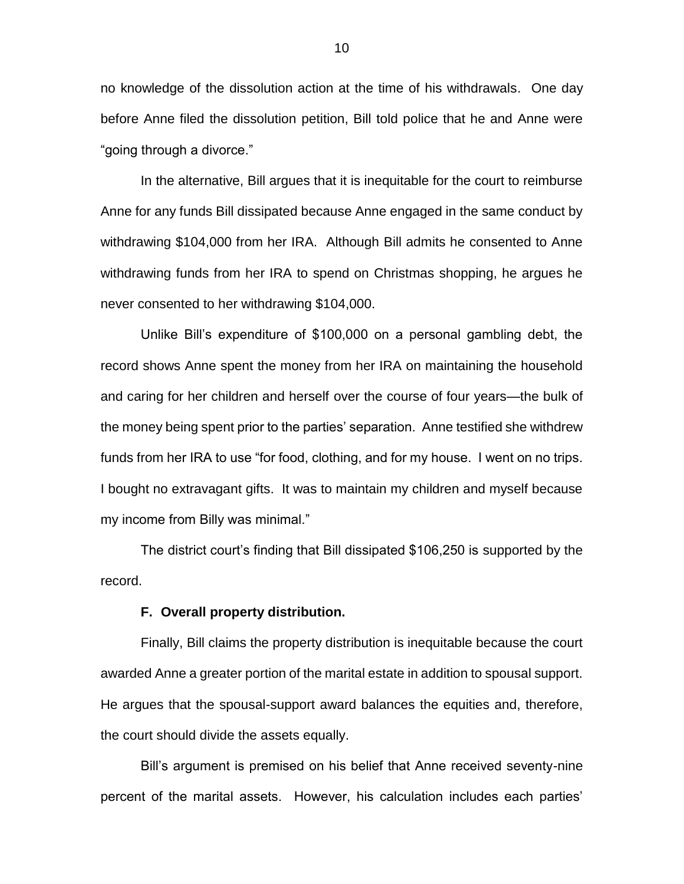no knowledge of the dissolution action at the time of his withdrawals. One day before Anne filed the dissolution petition, Bill told police that he and Anne were "going through a divorce."

In the alternative, Bill argues that it is inequitable for the court to reimburse Anne for any funds Bill dissipated because Anne engaged in the same conduct by withdrawing $104,000 from her IRA. Although Bill admits he consented to Anne withdrawing funds from her IRA to spend on Christmas shopping, he argues he never consented to her withdrawing $104,000.

Unlike Bill's expenditure of $100,000 on a personal gambling debt, the record shows Anne spent the money from her IRA on maintaining the household and caring for her children and herself over the course of four years—the bulk of the money being spent prior to the parties' separation. Anne testified she withdrew funds from her IRA to use "for food, clothing, and for my house. I went on no trips. I bought no extravagant gifts. It was to maintain my children and myself because my income from Billy was minimal."

The district court's finding that Bill dissipated $106,250 is supported by the record.

**F. Overall property distribution.**

Finally, Bill claims the property distribution is inequitable because the court awarded Anne a greater portion of the marital estate in addition to spousal support. He argues that the spousal-support award balances the equities and, therefore, the court should divide the assets equally.

Bill's argument is premised on his belief that Anne received seventy-nine percent of the marital assets. However, his calculation includes each parties'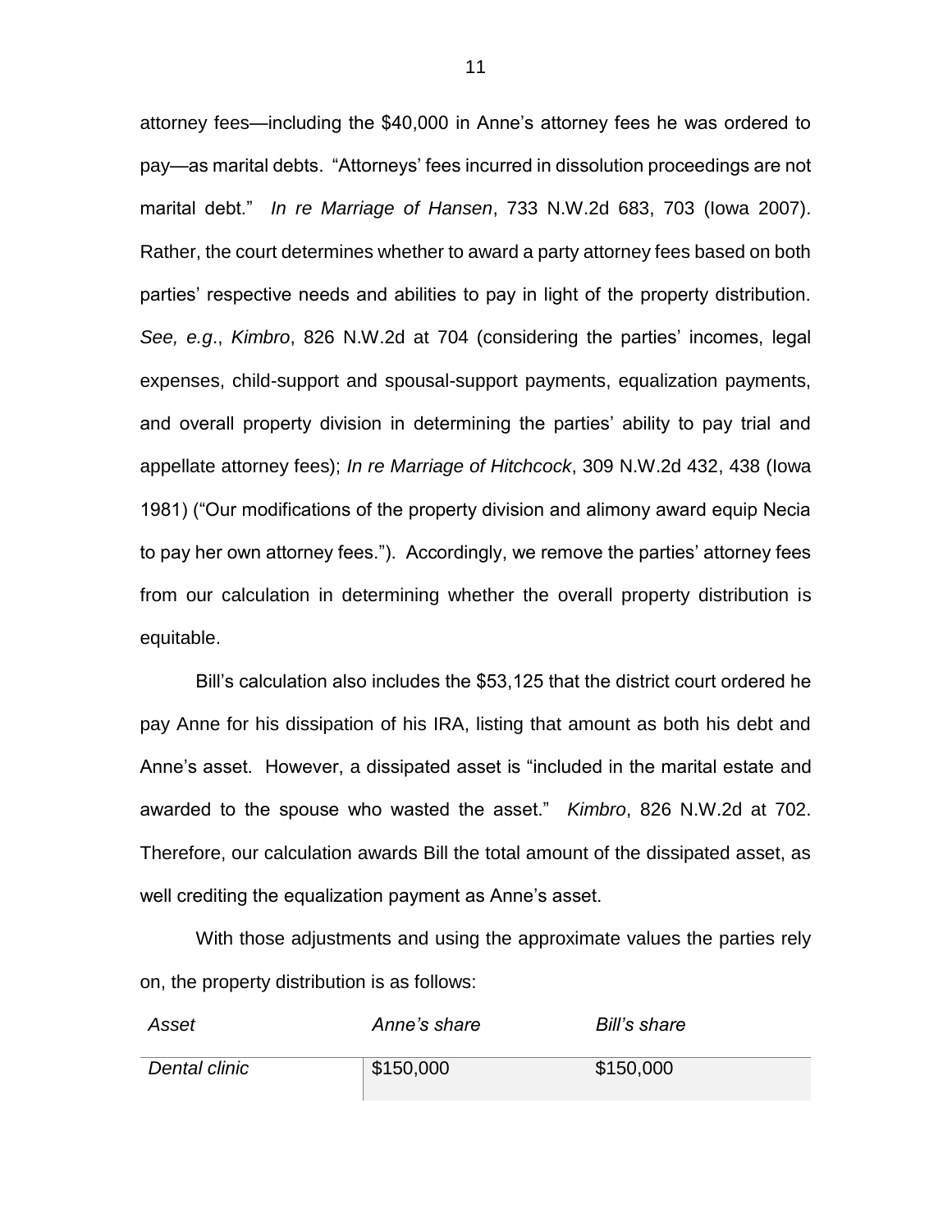attorney fees—including the $40,000 in Anne's attorney fees he was ordered to pay—as marital debts. "Attorneys' fees incurred in dissolution proceedings are not marital debt." *In re Marriage of Hansen*, 733 N.W.2d 683, 703 (Iowa 2007). Rather, the court determines whether to award a party attorney fees based on both parties' respective needs and abilities to pay in light of the property distribution. *See, e.g*., *Kimbro*, 826 N.W.2d at 704 (considering the parties' incomes, legal expenses, child-support and spousal-support payments, equalization payments, and overall property division in determining the parties' ability to pay trial and appellate attorney fees); *In re Marriage of Hitchcock*, 309 N.W.2d 432, 438 (Iowa 1981) ("Our modifications of the property division and alimony award equip Necia to pay her own attorney fees."). Accordingly, we remove the parties' attorney fees from our calculation in determining whether the overall property distribution is equitable.

Bill's calculation also includes the $53,125 that the district court ordered he pay Anne for his dissipation of his IRA, listing that amount as both his debt and Anne's asset. However, a dissipated asset is "included in the marital estate and awarded to the spouse who wasted the asset." *Kimbro*, 826 N.W.2d at 702. Therefore, our calculation awards Bill the total amount of the dissipated asset, as well crediting the equalization payment as Anne's asset.

With those adjustments and using the approximate values the parties rely on, the property distribution is as follows:

| *Asset* | *Anne's share* | *Bill's share* |
|---|---|---|
| *Dental clinic* | $150,000 | $150,000 |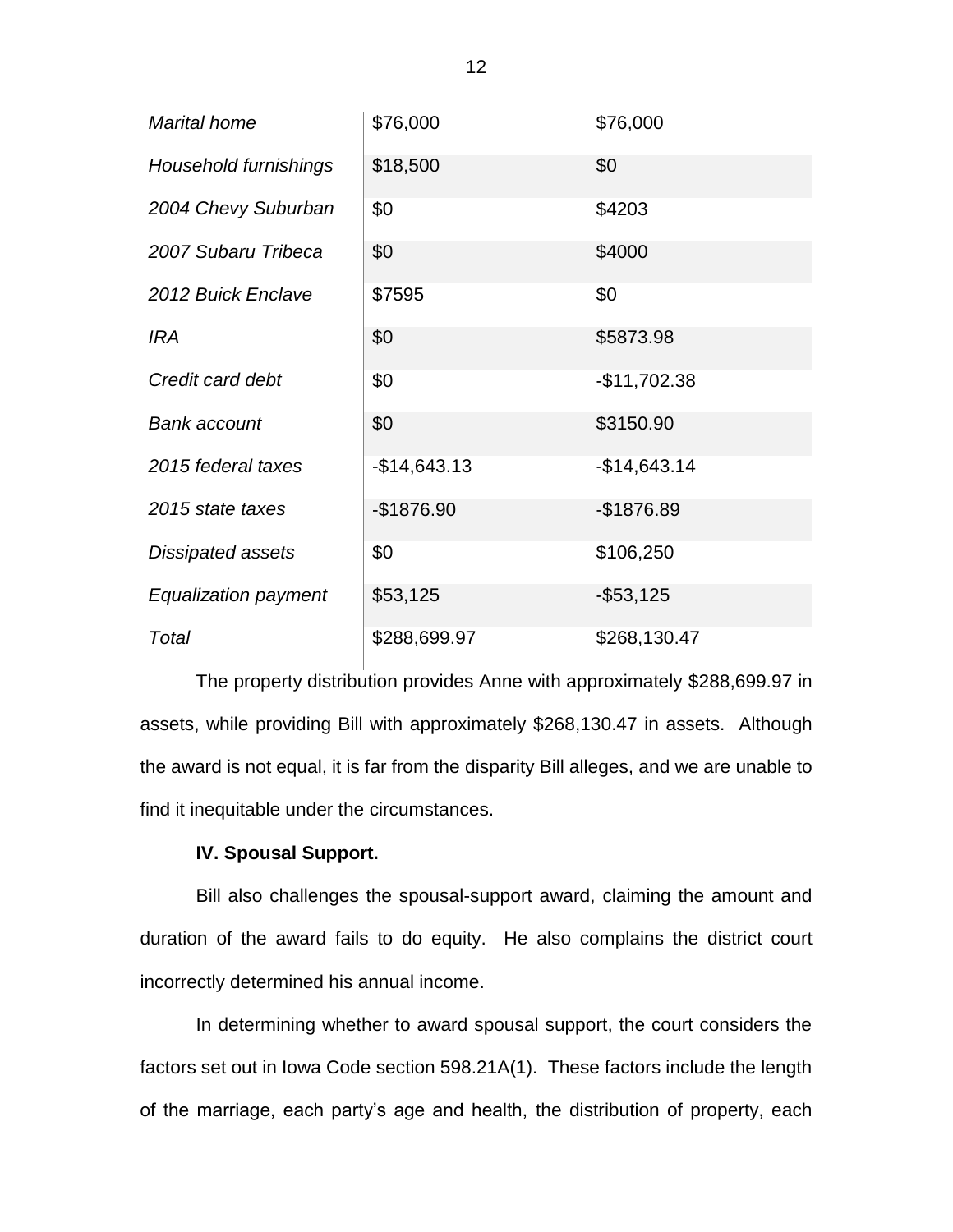| | | |
|---|---|---|
| *Marital home* | $76,000 | $76,000 |
| *Household furnishings* | $18,500 | $0 |
| *2004 Chevy Suburban* | $0 | $4203 |
| *2007 Subaru Tribeca* | $0 | $4000 |
| *2012 Buick Enclave* | $7595 | $0 |
| *IRA* | $0 | $5873.98 |
| *Credit card debt* | $0 | -$11,702.38 |
| *Bank account* | $0 | $3150.90 |
| *2015 federal taxes* | -$14,643.13 | -$14,643.14 |
| *2015 state taxes* | -$1876.90 | -$1876.89 |
| *Dissipated assets* | $0 | $106,250 |
| *Equalization payment* | $53,125 | -$53,125 |
| *Total* | $288,699.97 | $268,130.47 |

The property distribution provides Anne with approximately $288,699.97 in assets, while providing Bill with approximately $268,130.47 in assets. Although the award is not equal, it is far from the disparity Bill alleges, and we are unable to find it inequitable under the circumstances.

**IV. Spousal Support.**

Bill also challenges the spousal-support award, claiming the amount and duration of the award fails to do equity. He also complains the district court incorrectly determined his annual income.

In determining whether to award spousal support, the court considers the factors set out in Iowa Code section 598.21A(1). These factors include the length of the marriage, each party's age and health, the distribution of property, each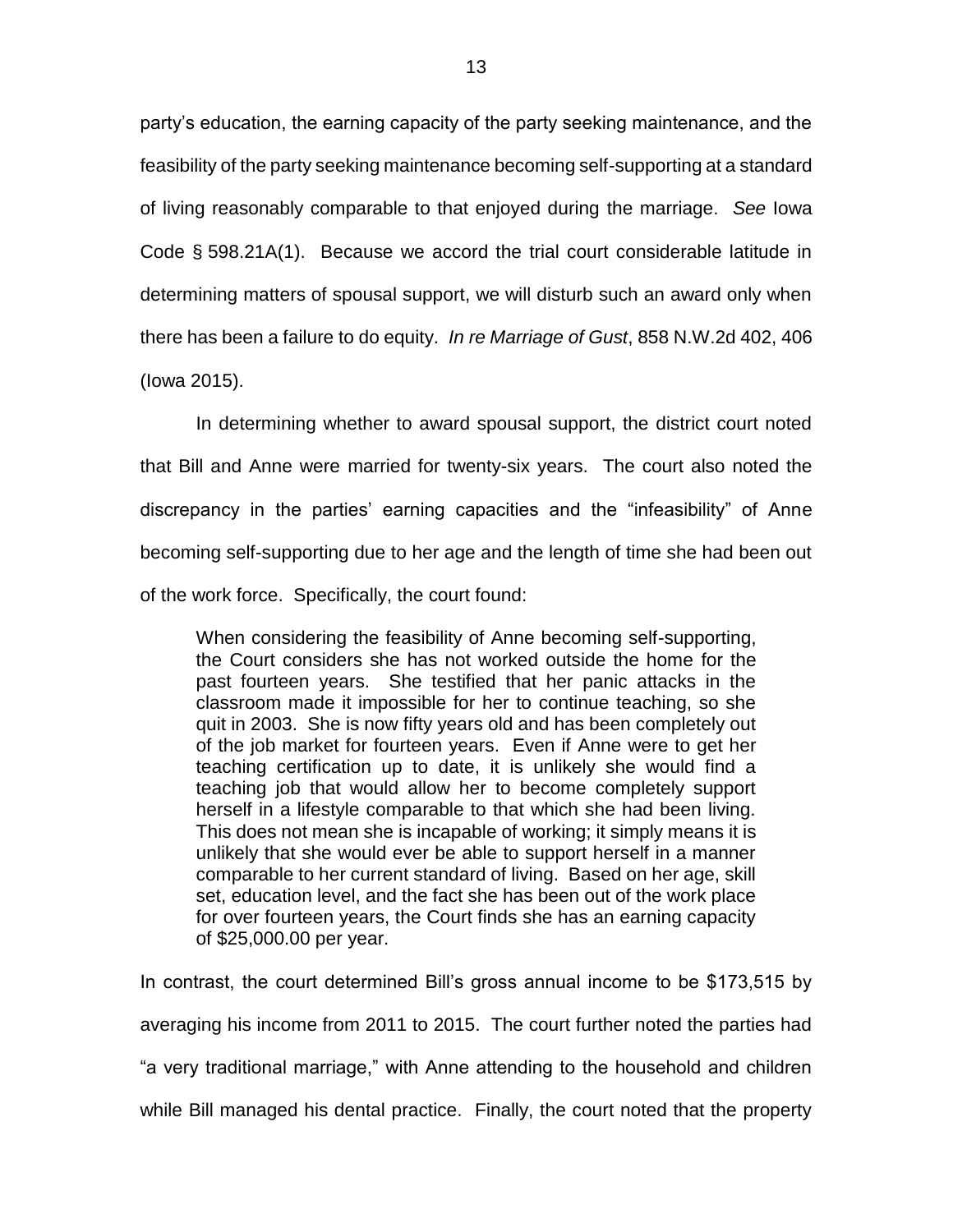party's education, the earning capacity of the party seeking maintenance, and the feasibility of the party seeking maintenance becoming self-supporting at a standard of living reasonably comparable to that enjoyed during the marriage. *See* Iowa Code § 598.21A(1). Because we accord the trial court considerable latitude in determining matters of spousal support, we will disturb such an award only when there has been a failure to do equity. *In re Marriage of Gust*, 858 N.W.2d 402, 406 (Iowa 2015).

In determining whether to award spousal support, the district court noted that Bill and Anne were married for twenty-six years. The court also noted the discrepancy in the parties' earning capacities and the "infeasibility" of Anne becoming self-supporting due to her age and the length of time she had been out of the work force. Specifically, the court found:

> When considering the feasibility of Anne becoming self-supporting, the Court considers she has not worked outside the home for the past fourteen years. She testified that her panic attacks in the classroom made it impossible for her to continue teaching, so she quit in 2003. She is now fifty years old and has been completely out of the job market for fourteen years. Even if Anne were to get her teaching certification up to date, it is unlikely she would find a teaching job that would allow her to become completely support herself in a lifestyle comparable to that which she had been living. This does not mean she is incapable of working; it simply means it is unlikely that she would ever be able to support herself in a manner comparable to her current standard of living. Based on her age, skill set, education level, and the fact she has been out of the work place for over fourteen years, the Court finds she has an earning capacity of $25,000.00 per year.

In contrast, the court determined Bill's gross annual income to be $173,515 by averaging his income from 2011 to 2015. The court further noted the parties had "a very traditional marriage," with Anne attending to the household and children while Bill managed his dental practice. Finally, the court noted that the property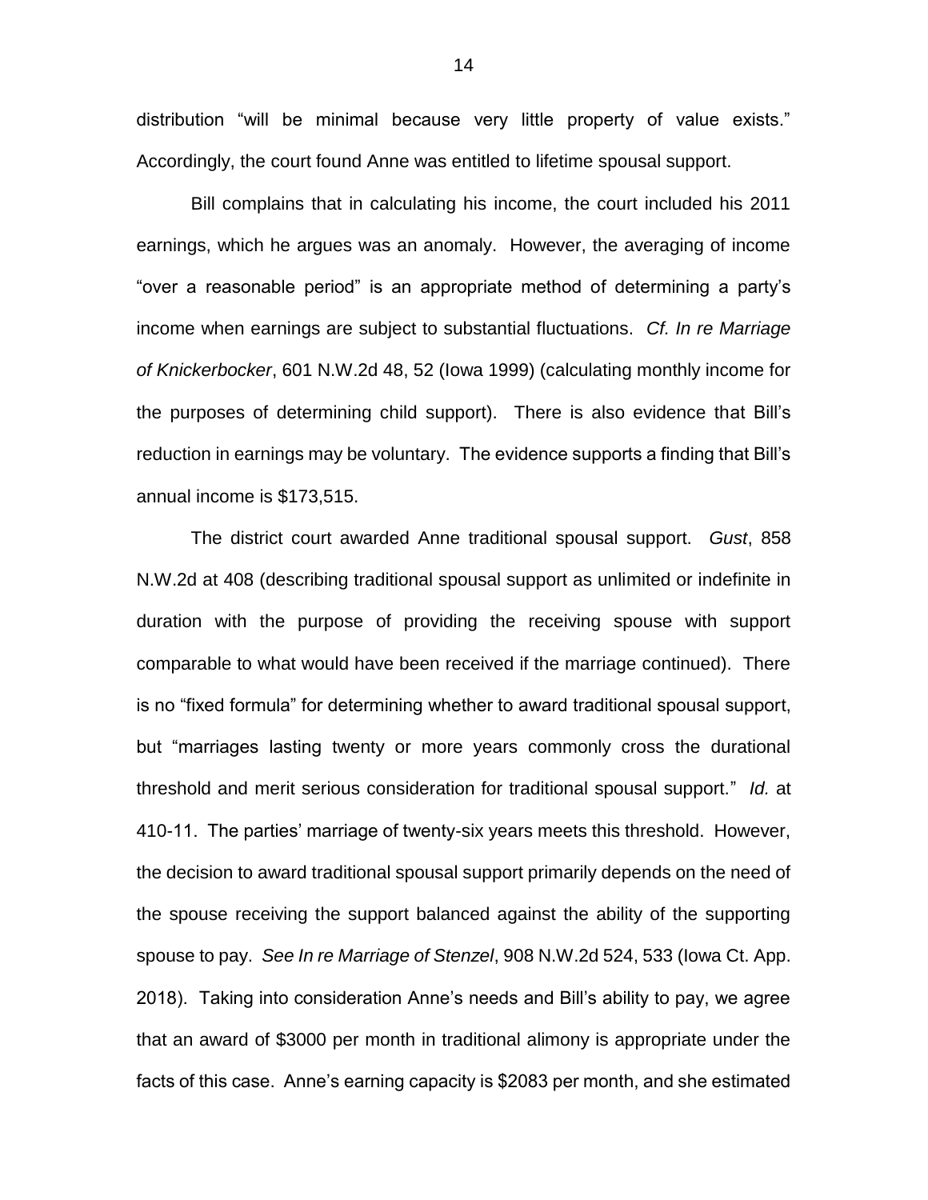distribution "will be minimal because very little property of value exists." Accordingly, the court found Anne was entitled to lifetime spousal support.

Bill complains that in calculating his income, the court included his 2011 earnings, which he argues was an anomaly. However, the averaging of income "over a reasonable period" is an appropriate method of determining a party's income when earnings are subject to substantial fluctuations. *Cf. In re Marriage of Knickerbocker*, 601 N.W.2d 48, 52 (Iowa 1999) (calculating monthly income for the purposes of determining child support). There is also evidence that Bill's reduction in earnings may be voluntary. The evidence supports a finding that Bill's annual income is $173,515.

The district court awarded Anne traditional spousal support. *Gust*, 858 N.W.2d at 408 (describing traditional spousal support as unlimited or indefinite in duration with the purpose of providing the receiving spouse with support comparable to what would have been received if the marriage continued). There is no "fixed formula" for determining whether to award traditional spousal support, but "marriages lasting twenty or more years commonly cross the durational threshold and merit serious consideration for traditional spousal support." *Id.* at 410-11. The parties' marriage of twenty-six years meets this threshold. However, the decision to award traditional spousal support primarily depends on the need of the spouse receiving the support balanced against the ability of the supporting spouse to pay. *See In re Marriage of Stenzel*, 908 N.W.2d 524, 533 (Iowa Ct. App. 2018). Taking into consideration Anne's needs and Bill's ability to pay, we agree that an award of $3000 per month in traditional alimony is appropriate under the facts of this case. Anne's earning capacity is $2083 per month, and she estimated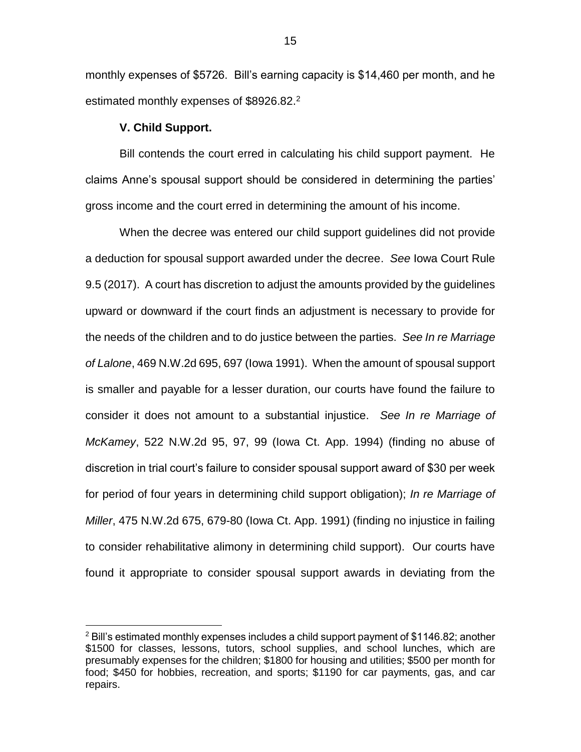monthly expenses of $5726. Bill's earning capacity is $14,460 per month, and he estimated monthly expenses of $8926.82.[2]

**V. Child Support.**

Bill contends the court erred in calculating his child support payment. He claims Anne's spousal support should be considered in determining the parties' gross income and the court erred in determining the amount of his income.

When the decree was entered our child support guidelines did not provide a deduction for spousal support awarded under the decree. *See* Iowa Court Rule 9.5 (2017). A court has discretion to adjust the amounts provided by the guidelines upward or downward if the court finds an adjustment is necessary to provide for the needs of the children and to do justice between the parties. *See In re Marriage of Lalone*, 469 N.W.2d 695, 697 (Iowa 1991). When the amount of spousal support is smaller and payable for a lesser duration, our courts have found the failure to consider it does not amount to a substantial injustice. *See In re Marriage of McKamey*, 522 N.W.2d 95, 97, 99 (Iowa Ct. App. 1994) (finding no abuse of discretion in trial court's failure to consider spousal support award of $30 per week for period of four years in determining child support obligation); *In re Marriage of Miller*, 475 N.W.2d 675, 679-80 (Iowa Ct. App. 1991) (finding no injustice in failing to consider rehabilitative alimony in determining child support). Our courts have found it appropriate to consider spousal support awards in deviating from the

[2] Bill's estimated monthly expenses includes a child support payment of $1146.82; another $1500 for classes, lessons, tutors, school supplies, and school lunches, which are presumably expenses for the children; $1800 for housing and utilities; $500 per month for food; $450 for hobbies, recreation, and sports; $1190 for car payments, gas, and car repairs.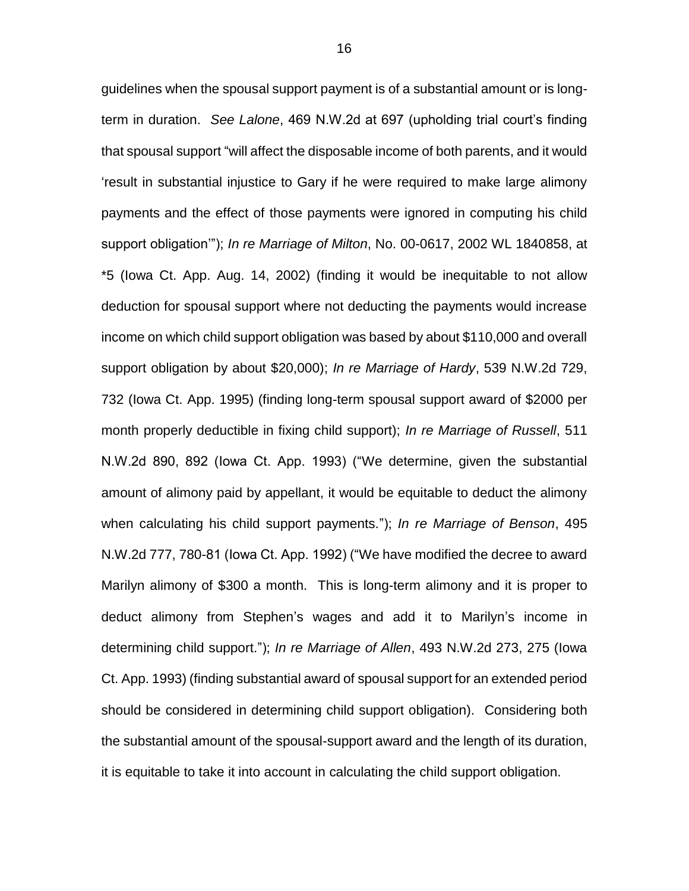guidelines when the spousal support payment is of a substantial amount or is long-term in duration. *See Lalone*, 469 N.W.2d at 697 (upholding trial court's finding that spousal support "will affect the disposable income of both parents, and it would 'result in substantial injustice to Gary if he were required to make large alimony payments and the effect of those payments were ignored in computing his child support obligation'"); *In re Marriage of Milton*, No. 00-0617, 2002 WL 1840858, at *5 (Iowa Ct. App. Aug. 14, 2002) (finding it would be inequitable to not allow deduction for spousal support where not deducting the payments would increase income on which child support obligation was based by about $110,000 and overall support obligation by about $20,000); *In re Marriage of Hardy*, 539 N.W.2d 729, 732 (Iowa Ct. App. 1995) (finding long-term spousal support award of $2000 per month properly deductible in fixing child support); *In re Marriage of Russell*, 511 N.W.2d 890, 892 (Iowa Ct. App. 1993) ("We determine, given the substantial amount of alimony paid by appellant, it would be equitable to deduct the alimony when calculating his child support payments."); *In re Marriage of Benson*, 495 N.W.2d 777, 780-81 (Iowa Ct. App. 1992) ("We have modified the decree to award Marilyn alimony of $300 a month. This is long-term alimony and it is proper to deduct alimony from Stephen's wages and add it to Marilyn's income in determining child support."); *In re Marriage of Allen*, 493 N.W.2d 273, 275 (Iowa Ct. App. 1993) (finding substantial award of spousal support for an extended period should be considered in determining child support obligation). Considering both the substantial amount of the spousal-support award and the length of its duration, it is equitable to take it into account in calculating the child support obligation.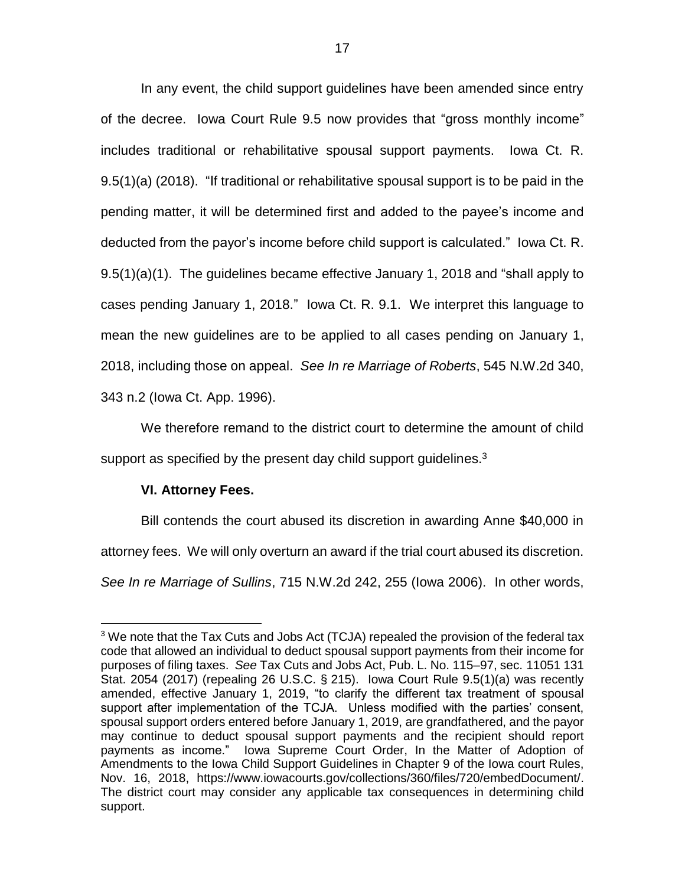In any event, the child support guidelines have been amended since entry of the decree. Iowa Court Rule 9.5 now provides that "gross monthly income" includes traditional or rehabilitative spousal support payments. Iowa Ct. R. 9.5(1)(a) (2018). "If traditional or rehabilitative spousal support is to be paid in the pending matter, it will be determined first and added to the payee's income and deducted from the payor's income before child support is calculated." Iowa Ct. R. 9.5(1)(a)(1). The guidelines became effective January 1, 2018 and "shall apply to cases pending January 1, 2018." Iowa Ct. R. 9.1. We interpret this language to mean the new guidelines are to be applied to all cases pending on January 1, 2018, including those on appeal. *See In re Marriage of Roberts*, 545 N.W.2d 340, 343 n.2 (Iowa Ct. App. 1996).

We therefore remand to the district court to determine the amount of child support as specified by the present day child support guidelines.[3]

**VI. Attorney Fees.**

Bill contends the court abused its discretion in awarding Anne $40,000 in attorney fees. We will only overturn an award if the trial court abused its discretion. *See In re Marriage of Sullins*, 715 N.W.2d 242, 255 (Iowa 2006). In other words,

---

[3] We note that the Tax Cuts and Jobs Act (TCJA) repealed the provision of the federal tax code that allowed an individual to deduct spousal support payments from their income for purposes of filing taxes. *See* Tax Cuts and Jobs Act, Pub. L. No. 115–97, sec. 11051 131 Stat. 2054 (2017) (repealing 26 U.S.C. § 215). Iowa Court Rule 9.5(1)(a) was recently amended, effective January 1, 2019, "to clarify the different tax treatment of spousal support after implementation of the TCJA. Unless modified with the parties' consent, spousal support orders entered before January 1, 2019, are grandfathered, and the payor may continue to deduct spousal support payments and the recipient should report payments as income." Iowa Supreme Court Order, In the Matter of Adoption of Amendments to the Iowa Child Support Guidelines in Chapter 9 of the Iowa court Rules, Nov. 16, 2018, https://www.iowacourts.gov/collections/360/files/720/embedDocument/. The district court may consider any applicable tax consequences in determining child support.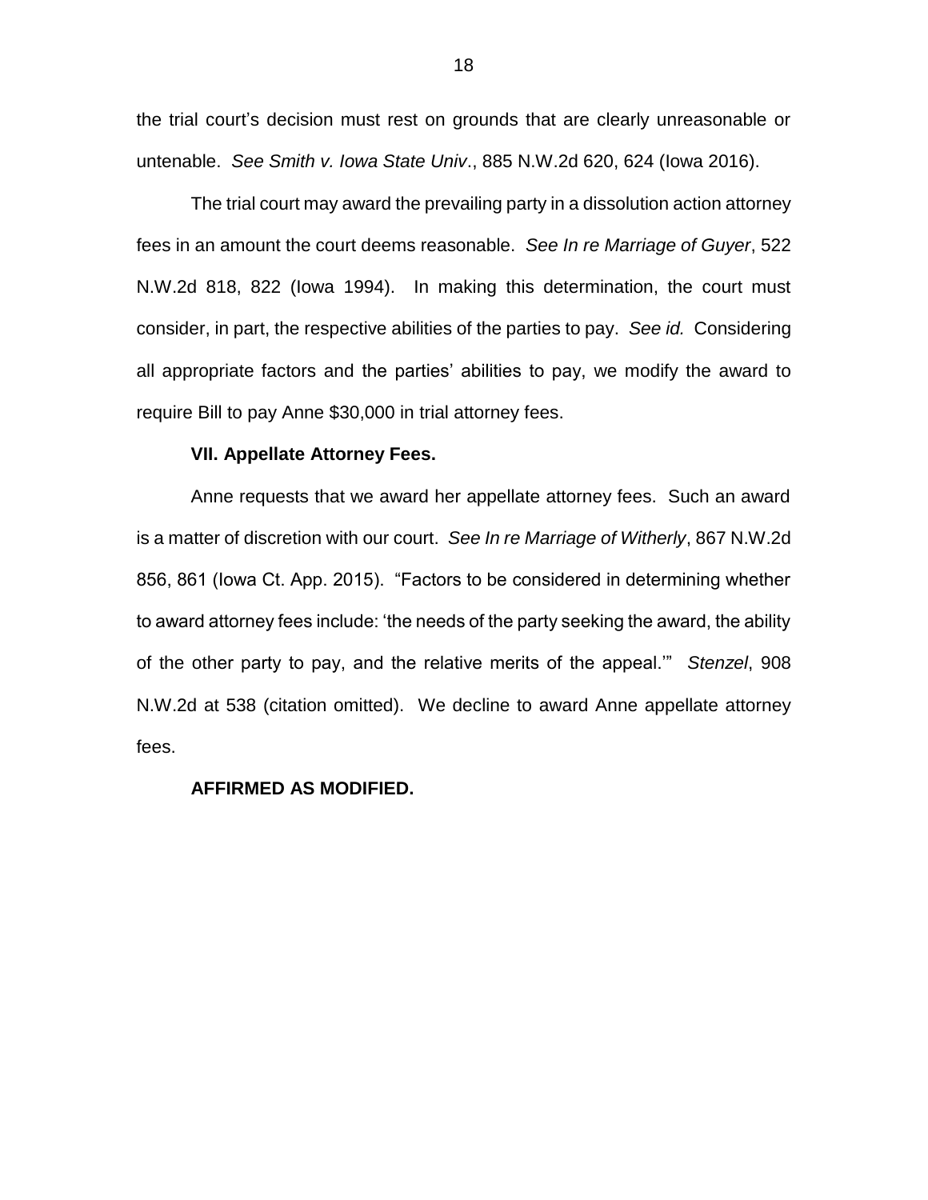the trial court's decision must rest on grounds that are clearly unreasonable or untenable. *See Smith v. Iowa State Univ*., 885 N.W.2d 620, 624 (Iowa 2016).

The trial court may award the prevailing party in a dissolution action attorney fees in an amount the court deems reasonable. *See In re Marriage of Guyer*, 522 N.W.2d 818, 822 (Iowa 1994). In making this determination, the court must consider, in part, the respective abilities of the parties to pay. *See id.* Considering all appropriate factors and the parties' abilities to pay, we modify the award to require Bill to pay Anne $30,000 in trial attorney fees.

**VII. Appellate Attorney Fees.**

Anne requests that we award her appellate attorney fees. Such an award is a matter of discretion with our court. *See In re Marriage of Witherly*, 867 N.W.2d 856, 861 (Iowa Ct. App. 2015). "Factors to be considered in determining whether to award attorney fees include: 'the needs of the party seeking the award, the ability of the other party to pay, and the relative merits of the appeal.'" *Stenzel*, 908 N.W.2d at 538 (citation omitted). We decline to award Anne appellate attorney fees.

**AFFIRMED AS MODIFIED.**